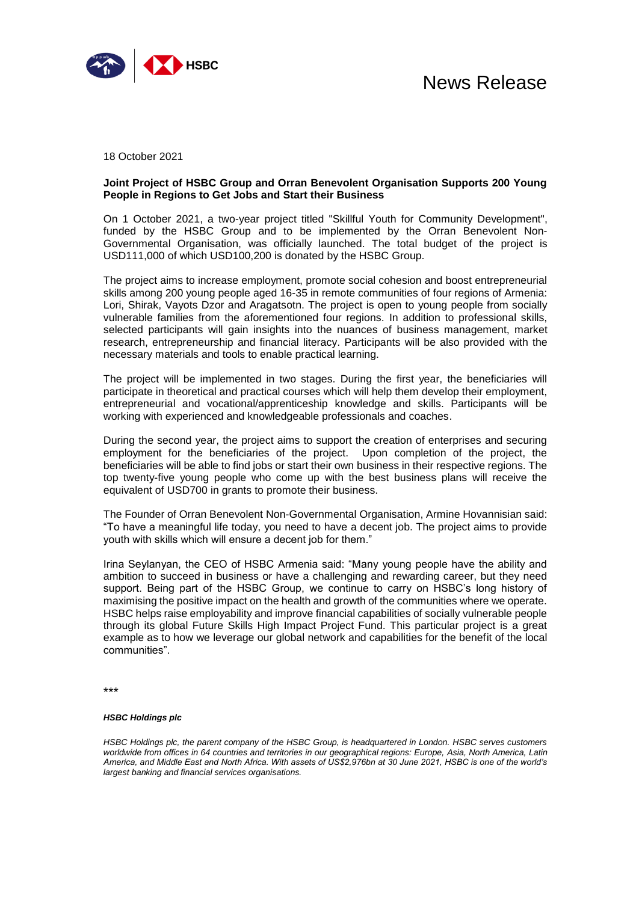# News Release

18 October 2021

**Joint Project of HSBC Group and Orran Benevolent Organisation Supports 200 Young People in Regions to Get Jobs and Start their Business**

On 1 October 2021, a two-year project titled "Skillful Youth for Community Development", funded by the HSBC Group and to be implemented by the Orran Benevolent Non-Governmental Organisation, was officially launched. The total budget of the project is USD111,000 of which USD100,200 is donated by the HSBC Group.

The project aims to increase employment, promote social cohesion and boost entrepreneurial skills among 200 young people aged 16-35 in remote communities of four regions of Armenia: Lori, Shirak, Vayots Dzor and Aragatsotn. The project is open to young people from socially vulnerable families from the aforementioned four regions. In addition to professional skills, selected participants will gain insights into the nuances of business management, market research, entrepreneurship and financial literacy. Participants will be also provided with the necessary materials and tools to enable practical learning.

The project will be implemented in two stages. During the first year, the beneficiaries will participate in theoretical and practical courses which will help them develop their employment, entrepreneurial and vocational/apprenticeship knowledge and skills. Participants will be working with experienced and knowledgeable professionals and coaches.

During the second year, the project aims to support the creation of enterprises and securing employment for the beneficiaries of the project. Upon completion of the project, the beneficiaries will be able to find jobs or start their own business in their respective regions. The top twenty-five young people who come up with the best business plans will receive the equivalent of USD700 in grants to promote their business.

The Founder of Orran Benevolent Non-Governmental Organisation, Armine Hovannisian said: "To have a meaningful life today, you need to have a decent job. The project aims to provide youth with skills which will ensure a decent job for them."

Irina Seylanyan, the CEO of HSBC Armenia said: "Many young people have the ability and ambition to succeed in business or have a challenging and rewarding career, but they need support. Being part of the HSBC Group, we continue to carry on HSBC's long history of maximising the positive impact on the health and growth of the communities where we operate. HSBC helps raise employability and improve financial capabilities of socially vulnerable people through its global Future Skills High Impact Project Fund. This particular project is a great example as to how we leverage our global network and capabilities for the benefit of the local communities".

***

***HSBC Holdings plc***

*HSBC Holdings plc, the parent company of the HSBC Group, is headquartered in London. HSBC serves customers worldwide from offices in 64 countries and territories in our geographical regions: Europe, Asia, North America, Latin America, and Middle East and North Africa. With assets of US$2,976bn at 30 June 2021, HSBC is one of the world's largest banking and financial services organisations.*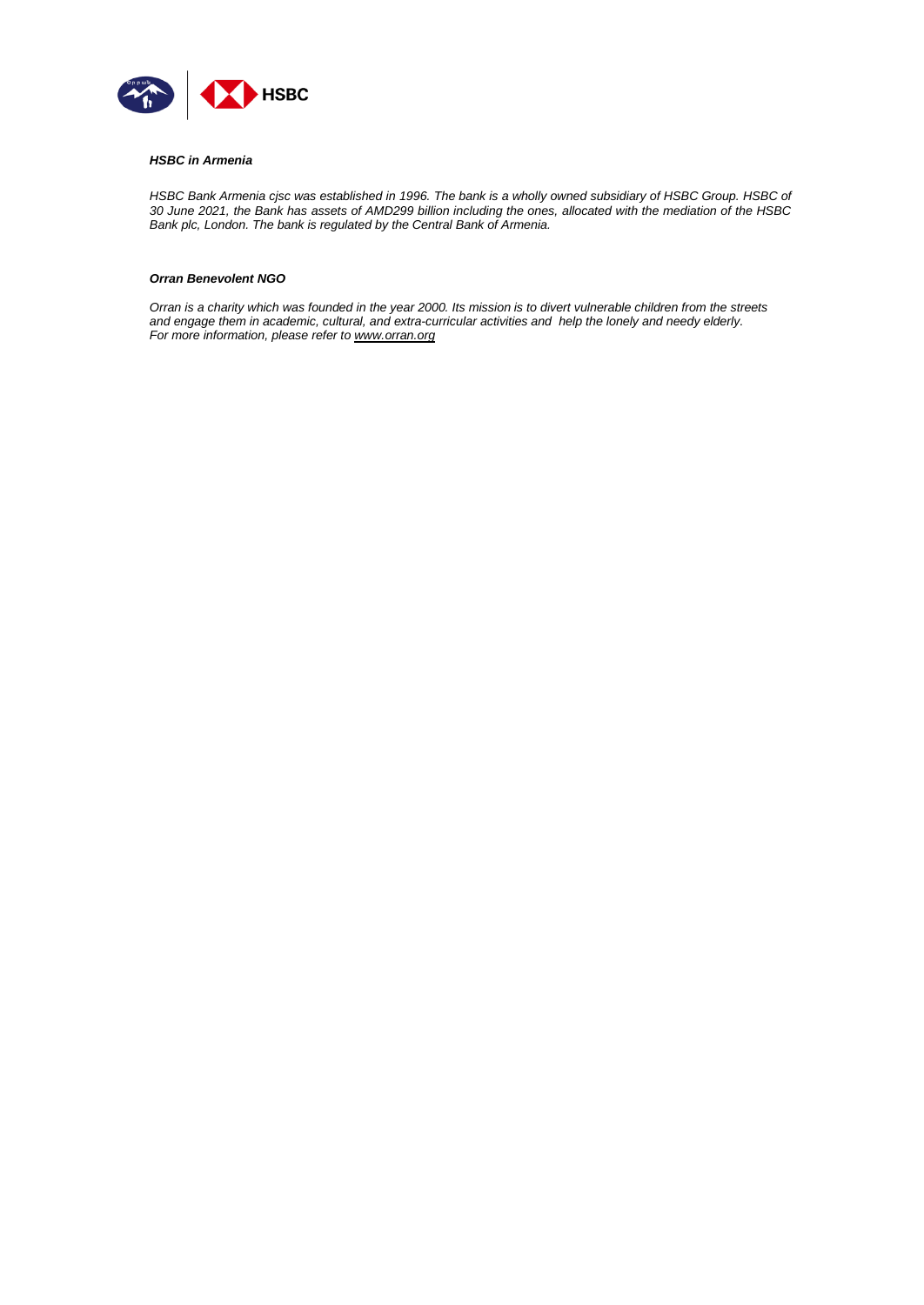***HSBC in Armenia***

*HSBC Bank Armenia cjsc was established in 1996. The bank is a wholly owned subsidiary of HSBC Group. HSBC of 30 June 2021, the Bank has assets of AMD299 billion including the ones, allocated with the mediation of the HSBC Bank plc, London. The bank is regulated by the Central Bank of Armenia.*

***Orran Benevolent NGO***

*Orran is a charity which was founded in the year 2000. Its mission is to divert vulnerable children from the streets and engage them in academic, cultural, and extra-curricular activities and help the lonely and needy elderly. For more information, please refer to www.orran.org*